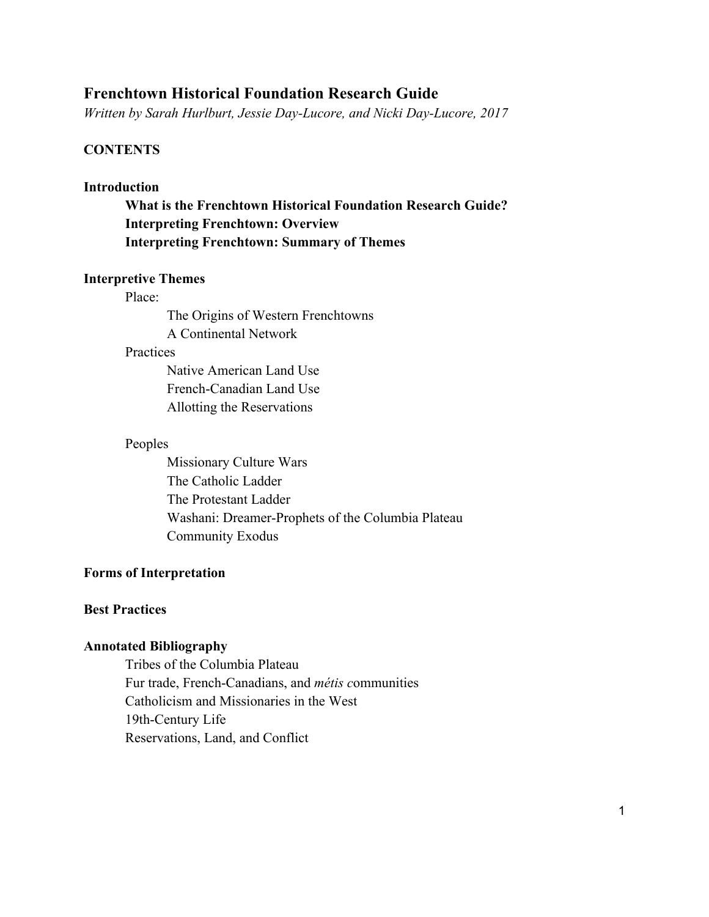# Frenchtown Historical Foundation Research Guide

*Written by Sarah Hurlbut, Jessie Day-Lucore, and Nicki Day-Lucore, 2017*

**CONTENTS**

**Introduction**

- **What is the Frenchtown Historical Foundation Research Guide?**
- **Interpreting Frenchtown: Overview**
- **Interpreting Frenchtown: Summary of Themes**

**Interpretive Themes**

- Place:
  - The Origins of Western Frenchtowns
  - A Continental Network
- Practices
  - Native American Land Use
  - French-Canadian Land Use
  - Allotting the Reservations
- Peoples
  - Missionary Culture Wars
  - The Catholic Ladder
  - The Protestant Ladder
  - Washani: Dreamer-Prophets of the Columbia Plateau
  - Community Exodus

**Forms of Interpretation**

**Best Practices**

**Annotated Bibliography**

- Tribes of the Columbia Plateau
- Fur trade, French-Canadians, and *métis c*ommunities
- Catholicism and Missionaries in the West
- 19th-Century Life
- Reservations, Land, and Conflict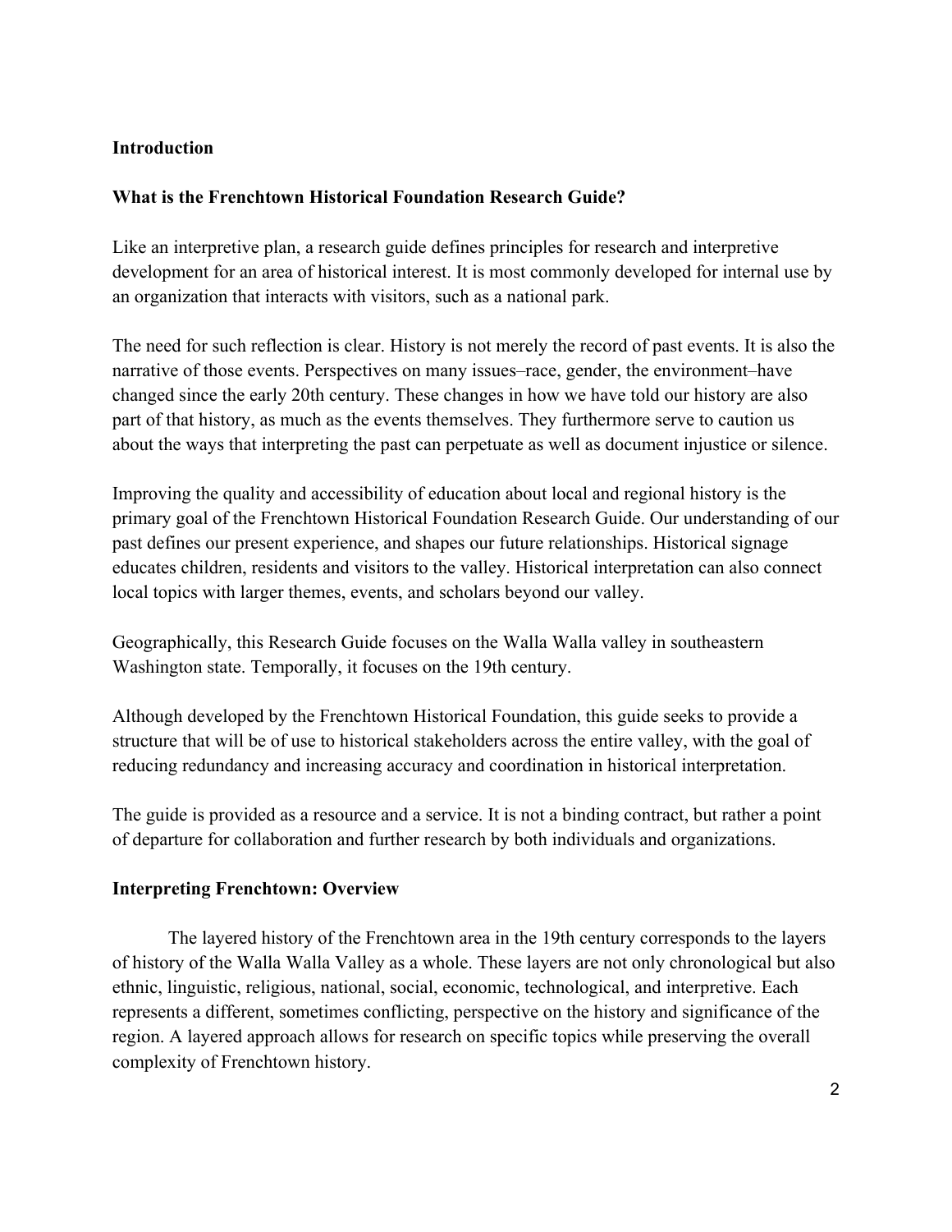## Introduction

### What is the Frenchtown Historical Foundation Research Guide?

Like an interpretive plan, a research guide defines principles for research and interpretive development for an area of historical interest. It is most commonly developed for internal use by an organization that interacts with visitors, such as a national park.

The need for such reflection is clear. History is not merely the record of past events. It is also the narrative of those events. Perspectives on many issues–race, gender, the environment–have changed since the early 20th century. These changes in how we have told our history are also part of that history, as much as the events themselves. They furthermore serve to caution us about the ways that interpreting the past can perpetuate as well as document injustice or silence.

Improving the quality and accessibility of education about local and regional history is the primary goal of the Frenchtown Historical Foundation Research Guide. Our understanding of our past defines our present experience, and shapes our future relationships. Historical signage educates children, residents and visitors to the valley. Historical interpretation can also connect local topics with larger themes, events, and scholars beyond our valley.

Geographically, this Research Guide focuses on the Walla Walla valley in southeastern Washington state. Temporally, it focuses on the 19th century.

Although developed by the Frenchtown Historical Foundation, this guide seeks to provide a structure that will be of use to historical stakeholders across the entire valley, with the goal of reducing redundancy and increasing accuracy and coordination in historical interpretation.

The guide is provided as a resource and a service. It is not a binding contract, but rather a point of departure for collaboration and further research by both individuals and organizations.

### Interpreting Frenchtown: Overview

The layered history of the Frenchtown area in the 19th century corresponds to the layers of history of the Walla Walla Valley as a whole. These layers are not only chronological but also ethnic, linguistic, religious, national, social, economic, technological, and interpretive. Each represents a different, sometimes conflicting, perspective on the history and significance of the region. A layered approach allows for research on specific topics while preserving the overall complexity of Frenchtown history.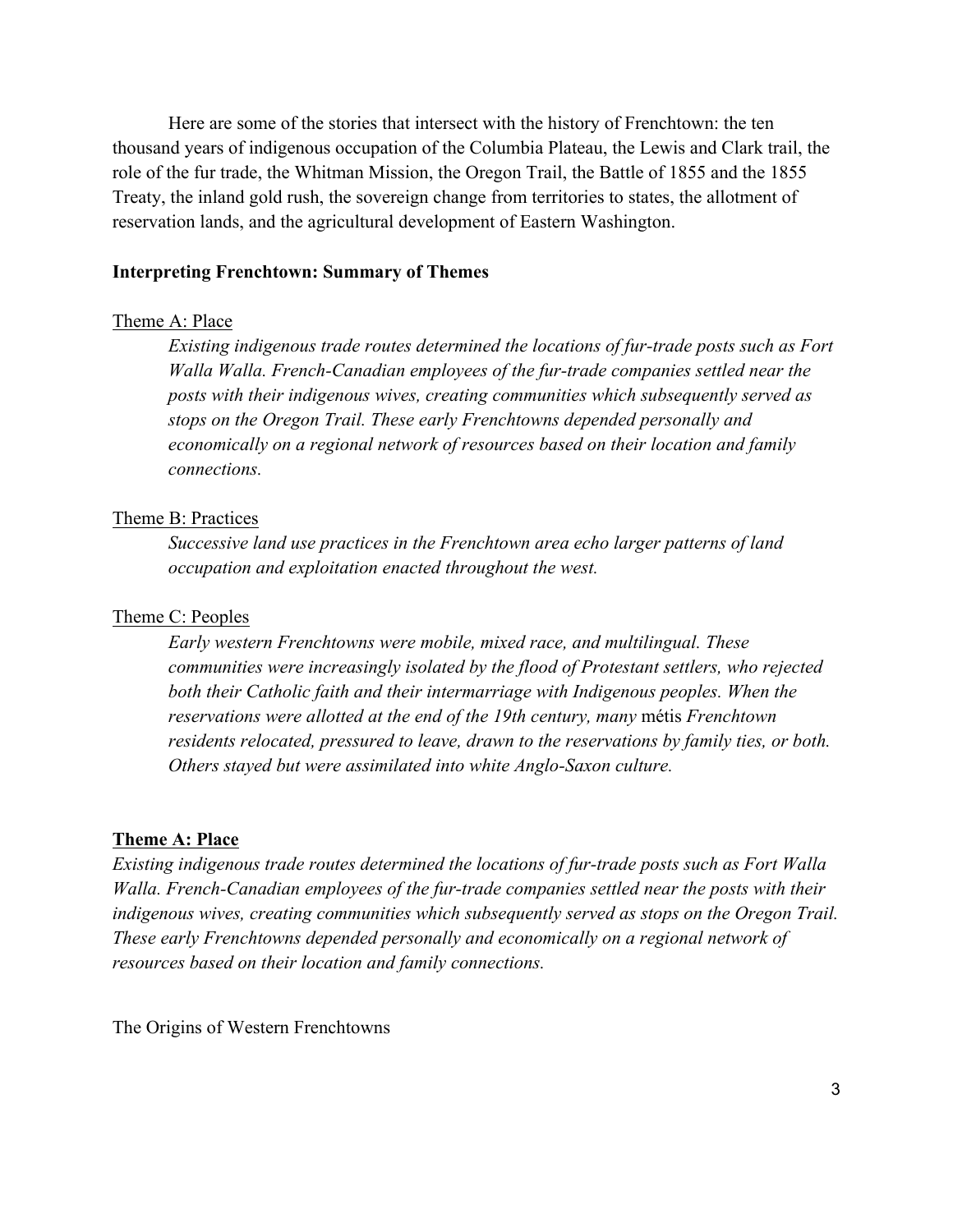Here are some of the stories that intersect with the history of Frenchtown: the ten thousand years of indigenous occupation of the Columbia Plateau, the Lewis and Clark trail, the role of the fur trade, the Whitman Mission, the Oregon Trail, the Battle of 1855 and the 1855 Treaty, the inland gold rush, the sovereign change from territories to states, the allotment of reservation lands, and the agricultural development of Eastern Washington.

**Interpreting Frenchtown: Summary of Themes**

Theme A: Place

> *Existing indigenous trade routes determined the locations of fur-trade posts such as Fort Walla Walla. French-Canadian employees of the fur-trade companies settled near the posts with their indigenous wives, creating communities which subsequently served as stops on the Oregon Trail. These early Frenchtowns depended personally and economically on a regional network of resources based on their location and family connections.*

Theme B: Practices

> *Successive land use practices in the Frenchtown area echo larger patterns of land occupation and exploitation enacted throughout the west.*

Theme C: Peoples

> *Early western Frenchtowns were mobile, mixed race, and multilingual. These communities were increasingly isolated by the flood of Protestant settlers, who rejected both their Catholic faith and their intermarriage with Indigenous peoples. When the reservations were allotted at the end of the 19th century, many* métis *Frenchtown residents relocated, pressured to leave, drawn to the reservations by family ties, or both. Others stayed but were assimilated into white Anglo-Saxon culture.*

## Theme A: Place

*Existing indigenous trade routes determined the locations of fur-trade posts such as Fort Walla Walla. French-Canadian employees of the fur-trade companies settled near the posts with their indigenous wives, creating communities which subsequently served as stops on the Oregon Trail. These early Frenchtowns depended personally and economically on a regional network of resources based on their location and family connections.*

The Origins of Western Frenchtowns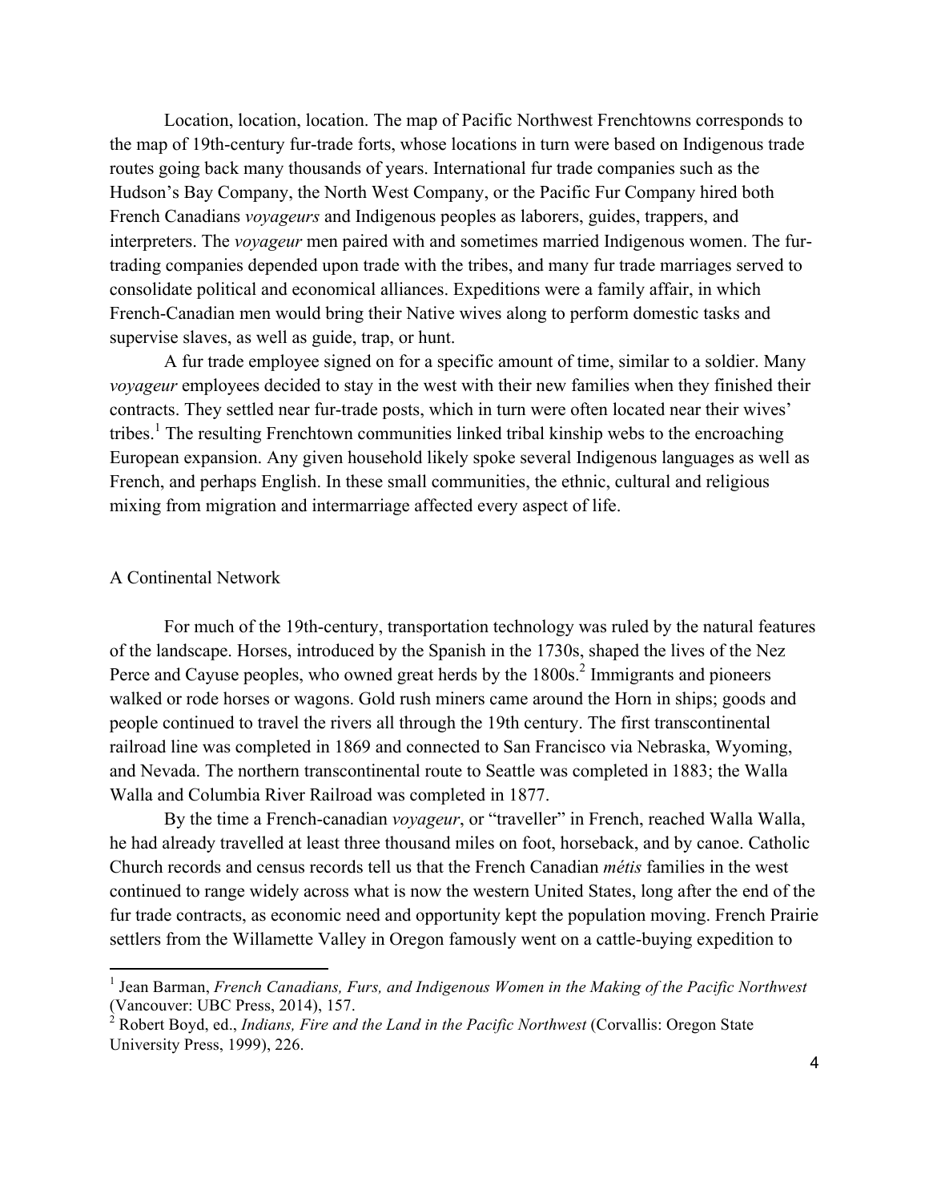Location, location, location. The map of Pacific Northwest Frenchtowns corresponds to the map of 19th-century fur-trade forts, whose locations in turn were based on Indigenous trade routes going back many thousands of years. International fur trade companies such as the Hudson's Bay Company, the North West Company, or the Pacific Fur Company hired both French Canadians *voyageurs* and Indigenous peoples as laborers, guides, trappers, and interpreters. The *voyageur* men paired with and sometimes married Indigenous women. The fur-trading companies depended upon trade with the tribes, and many fur trade marriages served to consolidate political and economical alliances. Expeditions were a family affair, in which French-Canadian men would bring their Native wives along to perform domestic tasks and supervise slaves, as well as guide, trap, or hunt.

A fur trade employee signed on for a specific amount of time, similar to a soldier. Many *voyageur* employees decided to stay in the west with their new families when they finished their contracts. They settled near fur-trade posts, which in turn were often located near their wives' tribes.[1] The resulting Frenchtown communities linked tribal kinship webs to the encroaching European expansion. Any given household likely spoke several Indigenous languages as well as French, and perhaps English. In these small communities, the ethnic, cultural and religious mixing from migration and intermarriage affected every aspect of life.

## A Continental Network

For much of the 19th-century, transportation technology was ruled by the natural features of the landscape. Horses, introduced by the Spanish in the 1730s, shaped the lives of the Nez Perce and Cayuse peoples, who owned great herds by the 1800s.[2] Immigrants and pioneers walked or rode horses or wagons. Gold rush miners came around the Horn in ships; goods and people continued to travel the rivers all through the 19th century. The first transcontinental railroad line was completed in 1869 and connected to San Francisco via Nebraska, Wyoming, and Nevada. The northern transcontinental route to Seattle was completed in 1883; the Walla Walla and Columbia River Railroad was completed in 1877.

By the time a French-canadian *voyageur*, or "traveller" in French, reached Walla Walla, he had already travelled at least three thousand miles on foot, horseback, and by canoe. Catholic Church records and census records tell us that the French Canadian *métis* families in the west continued to range widely across what is now the western United States, long after the end of the fur trade contracts, as economic need and opportunity kept the population moving. French Prairie settlers from the Willamette Valley in Oregon famously went on a cattle-buying expedition to

---

[1] Jean Barman, *French Canadians, Furs, and Indigenous Women in the Making of the Pacific Northwest* (Vancouver: UBC Press, 2014), 157.

[2] Robert Boyd, ed., *Indians, Fire and the Land in the Pacific Northwest* (Corvallis: Oregon State University Press, 1999), 226.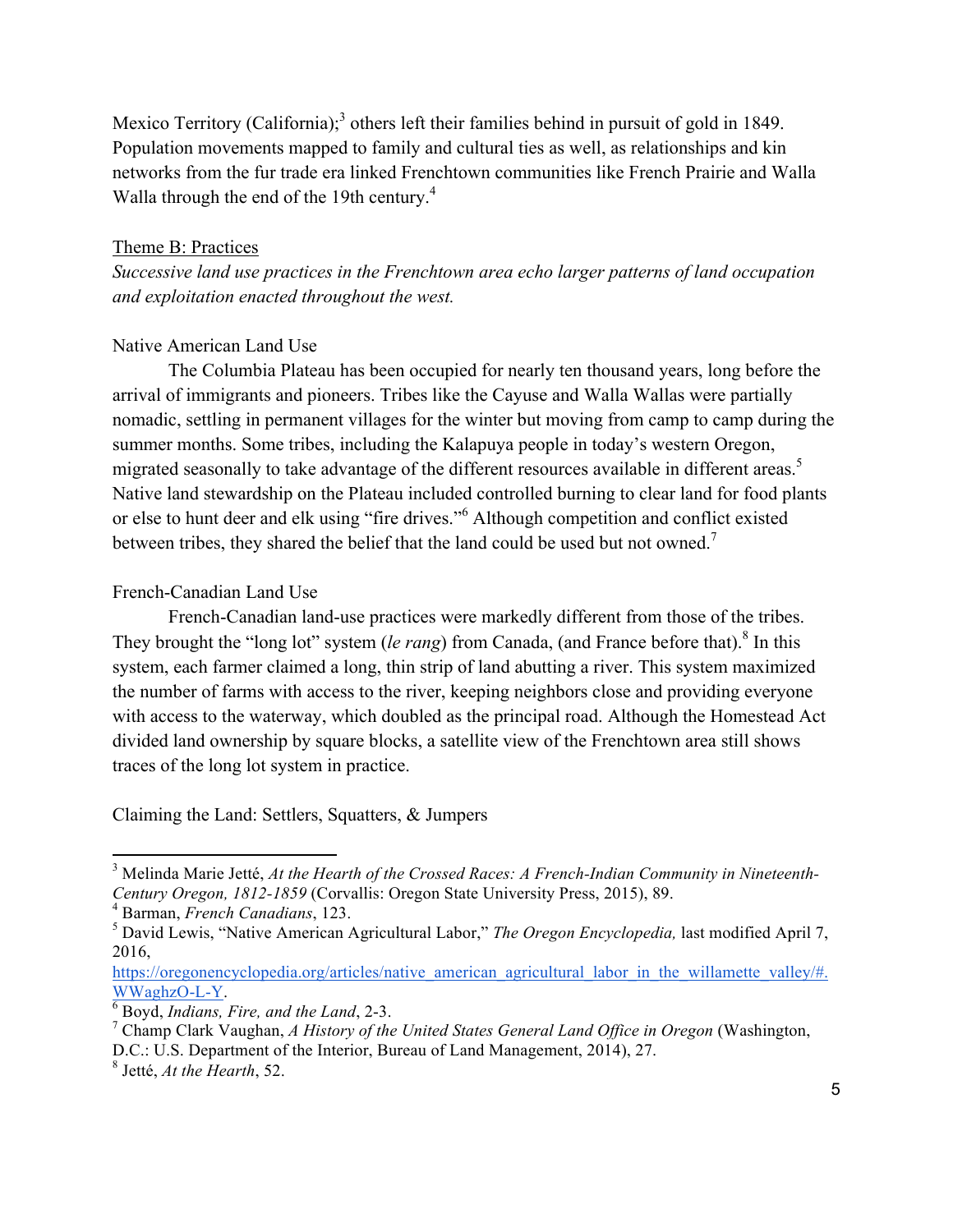Mexico Territory (California);[3] others left their families behind in pursuit of gold in 1849. Population movements mapped to family and cultural ties as well, as relationships and kin networks from the fur trade era linked Frenchtown communities like French Prairie and Walla Walla through the end of the 19th century.[4]

<u>Theme B: Practices</u>

*Successive land use practices in the Frenchtown area echo larger patterns of land occupation and exploitation enacted throughout the west.*

Native American Land Use

The Columbia Plateau has been occupied for nearly ten thousand years, long before the arrival of immigrants and pioneers. Tribes like the Cayuse and Walla Wallas were partially nomadic, settling in permanent villages for the winter but moving from camp to camp during the summer months. Some tribes, including the Kalapuya people in today's western Oregon, migrated seasonally to take advantage of the different resources available in different areas.[5] Native land stewardship on the Plateau included controlled burning to clear land for food plants or else to hunt deer and elk using "fire drives."[6] Although competition and conflict existed between tribes, they shared the belief that the land could be used but not owned.[7]

French-Canadian Land Use

French-Canadian land-use practices were markedly different from those of the tribes. They brought the "long lot" system (*le rang*) from Canada, (and France before that).[8] In this system, each farmer claimed a long, thin strip of land abutting a river. This system maximized the number of farms with access to the river, keeping neighbors close and providing everyone with access to the waterway, which doubled as the principal road. Although the Homestead Act divided land ownership by square blocks, a satellite view of the Frenchtown area still shows traces of the long lot system in practice.

Claiming the Land: Settlers, Squatters, & Jumpers

---

[3] Melinda Marie Jetté, *At the Hearth of the Crossed Races: A French-Indian Community in Nineteenth-Century Oregon, 1812-1859* (Corvallis: Oregon State University Press, 2015), 89.

[4] Barman, *French Canadians*, 123.

[5] David Lewis, "Native American Agricultural Labor," *The Oregon Encyclopedia,* last modified April 7, 2016, https://oregonencyclopedia.org/articles/native_american_agricultural_labor_in_the_willamette_valley/#.WWaghzO-L-Y.

[6] Boyd, *Indians, Fire, and the Land*, 2-3.

[7] Champ Clark Vaughan, *A History of the United States General Land Office in Oregon* (Washington, D.C.: U.S. Department of the Interior, Bureau of Land Management, 2014), 27.

[8] Jetté, *At the Hearth*, 52.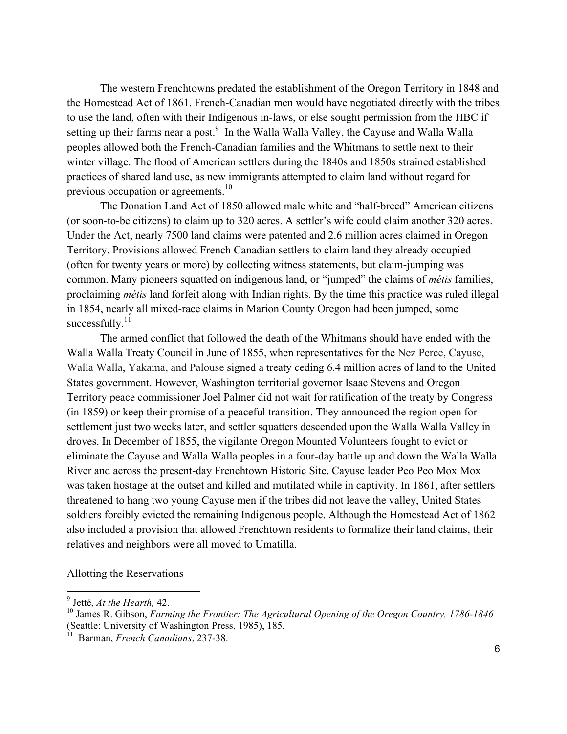The western Frenchtowns predated the establishment of the Oregon Territory in 1848 and the Homestead Act of 1861. French-Canadian men would have negotiated directly with the tribes to use the land, often with their Indigenous in-laws, or else sought permission from the HBC if setting up their farms near a post.[9] In the Walla Walla Valley, the Cayuse and Walla Walla peoples allowed both the French-Canadian families and the Whitmans to settle next to their winter village. The flood of American settlers during the 1840s and 1850s strained established practices of shared land use, as new immigrants attempted to claim land without regard for previous occupation or agreements.[10]

The Donation Land Act of 1850 allowed male white and "half-breed" American citizens (or soon-to-be citizens) to claim up to 320 acres. A settler's wife could claim another 320 acres. Under the Act, nearly 7500 land claims were patented and 2.6 million acres claimed in Oregon Territory. Provisions allowed French Canadian settlers to claim land they already occupied (often for twenty years or more) by collecting witness statements, but claim-jumping was common. Many pioneers squatted on indigenous land, or "jumped" the claims of *métis* families, proclaiming *métis* land forfeit along with Indian rights. By the time this practice was ruled illegal in 1854, nearly all mixed-race claims in Marion County Oregon had been jumped, some successfully.[11]

The armed conflict that followed the death of the Whitmans should have ended with the Walla Walla Treaty Council in June of 1855, when representatives for the Nez Perce, Cayuse, Walla Walla, Yakama, and Palouse signed a treaty ceding 6.4 million acres of land to the United States government. However, Washington territorial governor Isaac Stevens and Oregon Territory peace commissioner Joel Palmer did not wait for ratification of the treaty by Congress (in 1859) or keep their promise of a peaceful transition. They announced the region open for settlement just two weeks later, and settler squatters descended upon the Walla Walla Valley in droves. In December of 1855, the vigilante Oregon Mounted Volunteers fought to evict or eliminate the Cayuse and Walla Walla peoples in a four-day battle up and down the Walla Walla River and across the present-day Frenchtown Historic Site. Cayuse leader Peo Peo Mox Mox was taken hostage at the outset and killed and mutilated while in captivity. In 1861, after settlers threatened to hang two young Cayuse men if the tribes did not leave the valley, United States soldiers forcibly evicted the remaining Indigenous people. Although the Homestead Act of 1862 also included a provision that allowed Frenchtown residents to formalize their land claims, their relatives and neighbors were all moved to Umatilla.

## Allotting the Reservations

---

[9] Jetté, *At the Hearth,* 42.

[10] James R. Gibson, *Farming the Frontier: The Agricultural Opening of the Oregon Country, 1786-1846* (Seattle: University of Washington Press, 1985), 185.

[11] Barman, *French Canadians*, 237-38.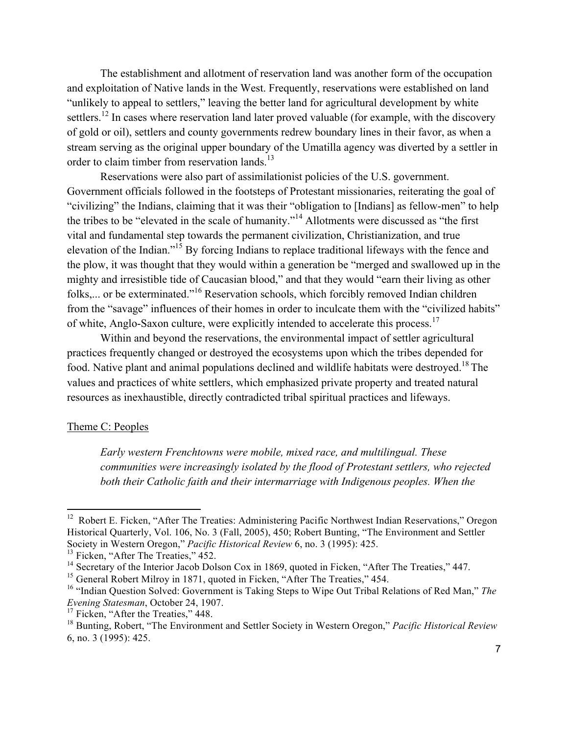The establishment and allotment of reservation land was another form of the occupation and exploitation of Native lands in the West. Frequently, reservations were established on land "unlikely to appeal to settlers," leaving the better land for agricultural development by white settlers.[12] In cases where reservation land later proved valuable (for example, with the discovery of gold or oil), settlers and county governments redrew boundary lines in their favor, as when a stream serving as the original upper boundary of the Umatilla agency was diverted by a settler in order to claim timber from reservation lands.[13]

Reservations were also part of assimilationist policies of the U.S. government. Government officials followed in the footsteps of Protestant missionaries, reiterating the goal of "civilizing" the Indians, claiming that it was their "obligation to [Indians] as fellow-men" to help the tribes to be "elevated in the scale of humanity."[14] Allotments were discussed as "the first vital and fundamental step towards the permanent civilization, Christianization, and true elevation of the Indian."[15] By forcing Indians to replace traditional lifeways with the fence and the plow, it was thought that they would within a generation be "merged and swallowed up in the mighty and irresistible tide of Caucasian blood," and that they would "earn their living as other folks,... or be exterminated."[16] Reservation schools, which forcibly removed Indian children from the "savage" influences of their homes in order to inculcate them with the "civilized habits" of white, Anglo-Saxon culture, were explicitly intended to accelerate this process.[17]

Within and beyond the reservations, the environmental impact of settler agricultural practices frequently changed or destroyed the ecosystems upon which the tribes depended for food. Native plant and animal populations declined and wildlife habitats were destroyed.[18] The values and practices of white settlers, which emphasized private property and treated natural resources as inexhaustible, directly contradicted tribal spiritual practices and lifeways.

Theme C: Peoples

> *Early western Frenchtowns were mobile, mixed race, and multilingual. These communities were increasingly isolated by the flood of Protestant settlers, who rejected both their Catholic faith and their intermarriage with Indigenous peoples. When the*

---

[12] Robert E. Ficken, "After The Treaties: Administering Pacific Northwest Indian Reservations," Oregon Historical Quarterly, Vol. 106, No. 3 (Fall, 2005), 450; Robert Bunting, "The Environment and Settler Society in Western Oregon," *Pacific Historical Review* 6, no. 3 (1995): 425.

[13] Ficken, "After The Treaties," 452.

[14] Secretary of the Interior Jacob Dolson Cox in 1869, quoted in Ficken, "After The Treaties," 447.

[15] General Robert Milroy in 1871, quoted in Ficken, "After The Treaties," 454.

[16] "Indian Question Solved: Government is Taking Steps to Wipe Out Tribal Relations of Red Man," *The Evening Statesman*, October 24, 1907.

[17] Ficken, "After the Treaties," 448.

[18] Bunting, Robert, "The Environment and Settler Society in Western Oregon," *Pacific Historical Review* 6, no. 3 (1995): 425.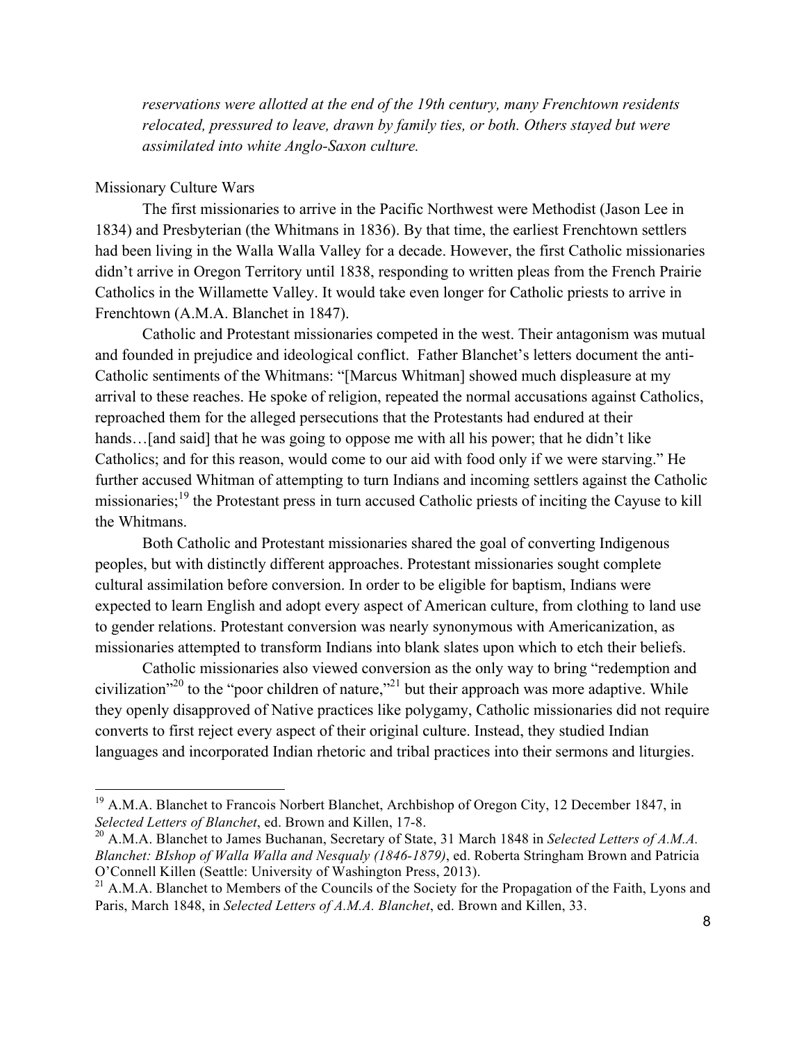*reservations were allotted at the end of the 19th century, many Frenchtown residents relocated, pressured to leave, drawn by family ties, or both. Others stayed but were assimilated into white Anglo-Saxon culture.*

## Missionary Culture Wars

The first missionaries to arrive in the Pacific Northwest were Methodist (Jason Lee in 1834) and Presbyterian (the Whitmans in 1836). By that time, the earliest Frenchtown settlers had been living in the Walla Walla Valley for a decade. However, the first Catholic missionaries didn't arrive in Oregon Territory until 1838, responding to written pleas from the French Prairie Catholics in the Willamette Valley. It would take even longer for Catholic priests to arrive in Frenchtown (A.M.A. Blanchet in 1847).

Catholic and Protestant missionaries competed in the west. Their antagonism was mutual and founded in prejudice and ideological conflict. Father Blanchet's letters document the anti-Catholic sentiments of the Whitmans: "[Marcus Whitman] showed much displeasure at my arrival to these reaches. He spoke of religion, repeated the normal accusations against Catholics, reproached them for the alleged persecutions that the Protestants had endured at their hands…[and said] that he was going to oppose me with all his power; that he didn't like Catholics; and for this reason, would come to our aid with food only if we were starving." He further accused Whitman of attempting to turn Indians and incoming settlers against the Catholic missionaries;[19] the Protestant press in turn accused Catholic priests of inciting the Cayuse to kill the Whitmans.

Both Catholic and Protestant missionaries shared the goal of converting Indigenous peoples, but with distinctly different approaches. Protestant missionaries sought complete cultural assimilation before conversion. In order to be eligible for baptism, Indians were expected to learn English and adopt every aspect of American culture, from clothing to land use to gender relations. Protestant conversion was nearly synonymous with Americanization, as missionaries attempted to transform Indians into blank slates upon which to etch their beliefs.

Catholic missionaries also viewed conversion as the only way to bring "redemption and civilization"[20] to the "poor children of nature,"[21] but their approach was more adaptive. While they openly disapproved of Native practices like polygamy, Catholic missionaries did not require converts to first reject every aspect of their original culture. Instead, they studied Indian languages and incorporated Indian rhetoric and tribal practices into their sermons and liturgies.

---

[19] A.M.A. Blanchet to Francois Norbert Blanchet, Archbishop of Oregon City, 12 December 1847, in *Selected Letters of Blanchet*, ed. Brown and Killen, 17-8.

[20] A.M.A. Blanchet to James Buchanan, Secretary of State, 31 March 1848 in *Selected Letters of A.M.A. Blanchet: BIshop of Walla Walla and Nesqualy (1846-1879)*, ed. Roberta Stringham Brown and Patricia O'Connell Killen (Seattle: University of Washington Press, 2013).

[21] A.M.A. Blanchet to Members of the Councils of the Society for the Propagation of the Faith, Lyons and Paris, March 1848, in *Selected Letters of A.M.A. Blanchet*, ed. Brown and Killen, 33.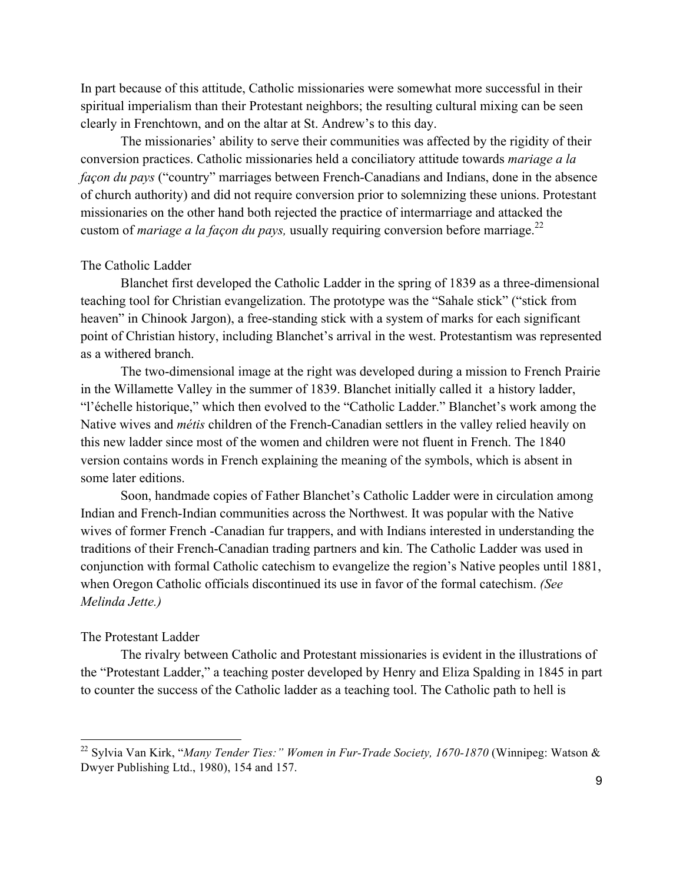In part because of this attitude, Catholic missionaries were somewhat more successful in their spiritual imperialism than their Protestant neighbors; the resulting cultural mixing can be seen clearly in Frenchtown, and on the altar at St. Andrew's to this day.

The missionaries' ability to serve their communities was affected by the rigidity of their conversion practices. Catholic missionaries held a conciliatory attitude towards *mariage a la façon du pays* ("country" marriages between French-Canadians and Indians, done in the absence of church authority) and did not require conversion prior to solemnizing these unions. Protestant missionaries on the other hand both rejected the practice of intermarriage and attacked the custom of *mariage a la façon du pays,* usually requiring conversion before marriage.[22]

### The Catholic Ladder

Blanchet first developed the Catholic Ladder in the spring of 1839 as a three-dimensional teaching tool for Christian evangelization. The prototype was the "Sahale stick" ("stick from heaven" in Chinook Jargon), a free-standing stick with a system of marks for each significant point of Christian history, including Blanchet's arrival in the west. Protestantism was represented as a withered branch.

The two-dimensional image at the right was developed during a mission to French Prairie in the Willamette Valley in the summer of 1839. Blanchet initially called it a history ladder, "l'échelle historique," which then evolved to the "Catholic Ladder." Blanchet's work among the Native wives and *métis* children of the French-Canadian settlers in the valley relied heavily on this new ladder since most of the women and children were not fluent in French. The 1840 version contains words in French explaining the meaning of the symbols, which is absent in some later editions.

Soon, handmade copies of Father Blanchet's Catholic Ladder were in circulation among Indian and French-Indian communities across the Northwest. It was popular with the Native wives of former French -Canadian fur trappers, and with Indians interested in understanding the traditions of their French-Canadian trading partners and kin. The Catholic Ladder was used in conjunction with formal Catholic catechism to evangelize the region's Native peoples until 1881, when Oregon Catholic officials discontinued its use in favor of the formal catechism. *(See Melinda Jette.)*

### The Protestant Ladder

The rivalry between Catholic and Protestant missionaries is evident in the illustrations of the "Protestant Ladder," a teaching poster developed by Henry and Eliza Spalding in 1845 in part to counter the success of the Catholic ladder as a teaching tool. The Catholic path to hell is

---

[22] Sylvia Van Kirk, "*Many Tender Ties:" Women in Fur-Trade Society, 1670-1870* (Winnipeg: Watson & Dwyer Publishing Ltd., 1980), 154 and 157.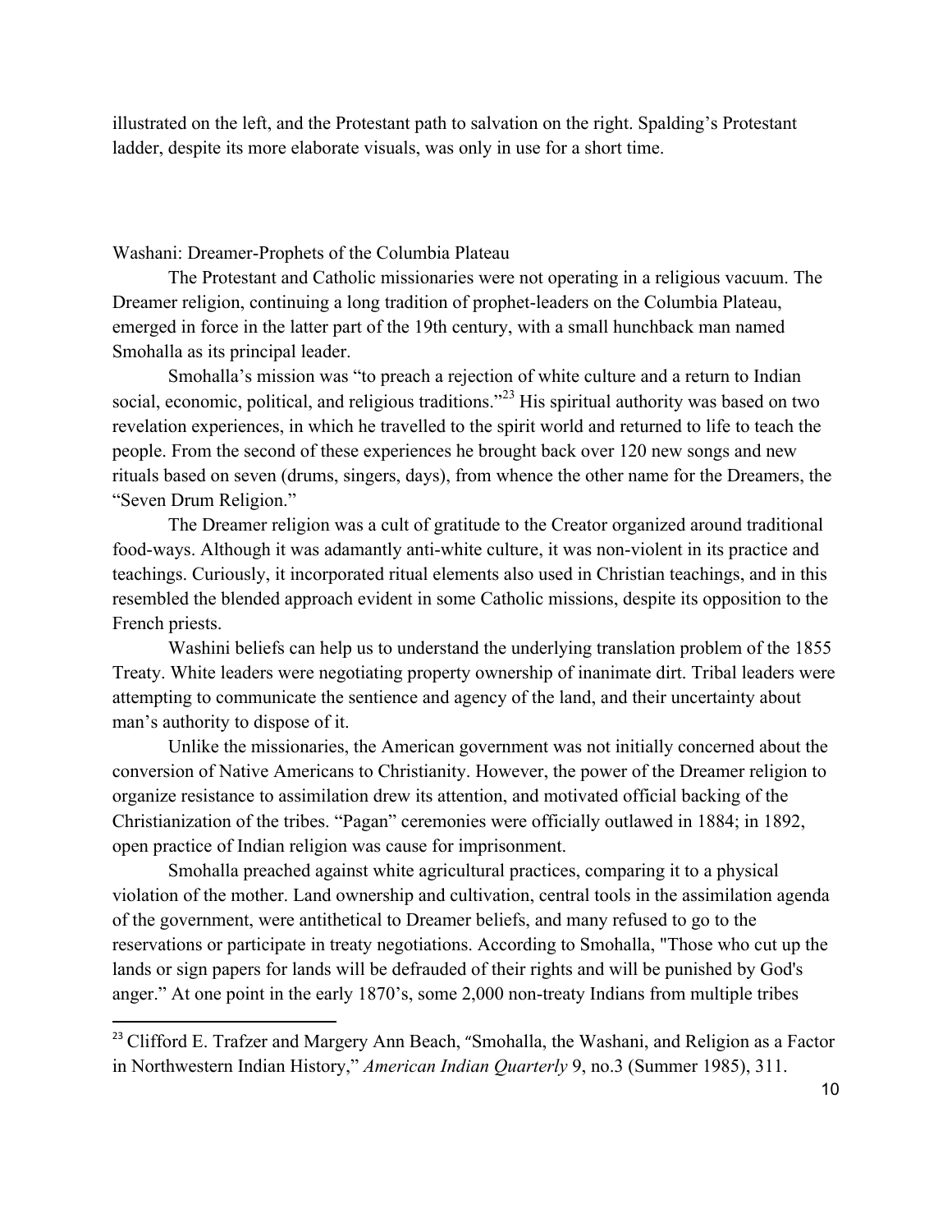illustrated on the left, and the Protestant path to salvation on the right. Spalding's Protestant ladder, despite its more elaborate visuals, was only in use for a short time.

## Washani: Dreamer-Prophets of the Columbia Plateau

The Protestant and Catholic missionaries were not operating in a religious vacuum. The Dreamer religion, continuing a long tradition of prophet-leaders on the Columbia Plateau, emerged in force in the latter part of the 19th century, with a small hunchback man named Smohalla as its principal leader.

Smohalla's mission was "to preach a rejection of white culture and a return to Indian social, economic, political, and religious traditions."[23] His spiritual authority was based on two revelation experiences, in which he travelled to the spirit world and returned to life to teach the people. From the second of these experiences he brought back over 120 new songs and new rituals based on seven (drums, singers, days), from whence the other name for the Dreamers, the "Seven Drum Religion."

The Dreamer religion was a cult of gratitude to the Creator organized around traditional food-ways. Although it was adamantly anti-white culture, it was non-violent in its practice and teachings. Curiously, it incorporated ritual elements also used in Christian teachings, and in this resembled the blended approach evident in some Catholic missions, despite its opposition to the French priests.

Washini beliefs can help us to understand the underlying translation problem of the 1855 Treaty. White leaders were negotiating property ownership of inanimate dirt. Tribal leaders were attempting to communicate the sentience and agency of the land, and their uncertainty about man's authority to dispose of it.

Unlike the missionaries, the American government was not initially concerned about the conversion of Native Americans to Christianity. However, the power of the Dreamer religion to organize resistance to assimilation drew its attention, and motivated official backing of the Christianization of the tribes. "Pagan" ceremonies were officially outlawed in 1884; in 1892, open practice of Indian religion was cause for imprisonment.

Smohalla preached against white agricultural practices, comparing it to a physical violation of the mother. Land ownership and cultivation, central tools in the assimilation agenda of the government, were antithetical to Dreamer beliefs, and many refused to go to the reservations or participate in treaty negotiations. According to Smohalla, "Those who cut up the lands or sign papers for lands will be defrauded of their rights and will be punished by God's anger." At one point in the early 1870's, some 2,000 non-treaty Indians from multiple tribes

---

[23] Clifford E. Trafzer and Margery Ann Beach, "Smohalla, the Washani, and Religion as a Factor in Northwestern Indian History," *American Indian Quarterly* 9, no.3 (Summer 1985), 311.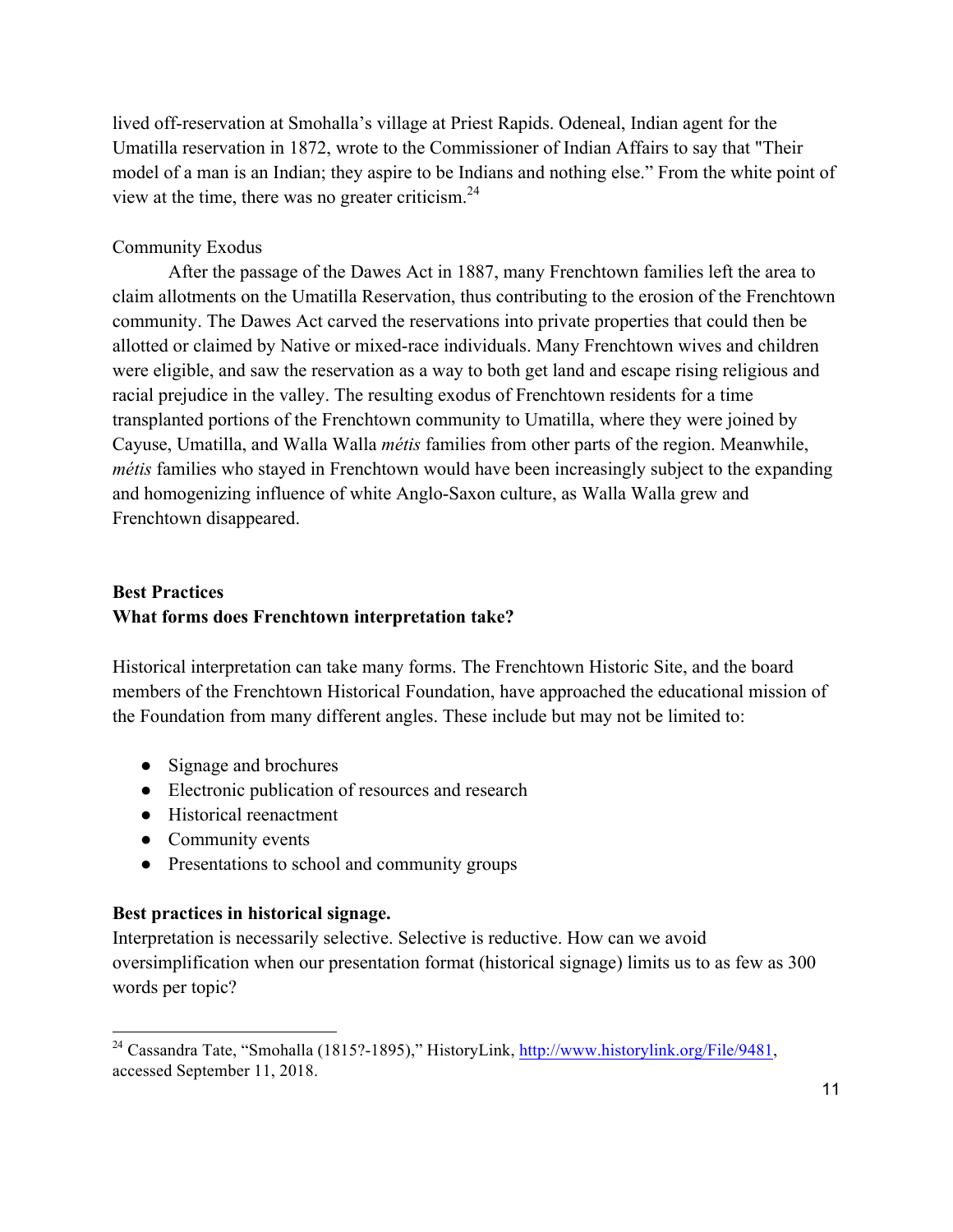lived off-reservation at Smohalla's village at Priest Rapids. Odeneal, Indian agent for the Umatilla reservation in 1872, wrote to the Commissioner of Indian Affairs to say that "Their model of a man is an Indian; they aspire to be Indians and nothing else." From the white point of view at the time, there was no greater criticism.[24]

Community Exodus

After the passage of the Dawes Act in 1887, many Frenchtown families left the area to claim allotments on the Umatilla Reservation, thus contributing to the erosion of the Frenchtown community. The Dawes Act carved the reservations into private properties that could then be allotted or claimed by Native or mixed-race individuals. Many Frenchtown wives and children were eligible, and saw the reservation as a way to both get land and escape rising religious and racial prejudice in the valley. The resulting exodus of Frenchtown residents for a time transplanted portions of the Frenchtown community to Umatilla, where they were joined by Cayuse, Umatilla, and Walla Walla *métis* families from other parts of the region. Meanwhile, *métis* families who stayed in Frenchtown would have been increasingly subject to the expanding and homogenizing influence of white Anglo-Saxon culture, as Walla Walla grew and Frenchtown disappeared.

## Best Practices

### What forms does Frenchtown interpretation take?

Historical interpretation can take many forms. The Frenchtown Historic Site, and the board members of the Frenchtown Historical Foundation, have approached the educational mission of the Foundation from many different angles. These include but may not be limited to:

- Signage and brochures
- Electronic publication of resources and research
- Historical reenactment
- Community events
- Presentations to school and community groups

### Best practices in historical signage.

Interpretation is necessarily selective. Selective is reductive. How can we avoid oversimplification when our presentation format (historical signage) limits us to as few as 300 words per topic?

[24] Cassandra Tate, "Smohalla (1815?-1895)," HistoryLink, http://www.historylink.org/File/9481, accessed September 11, 2018.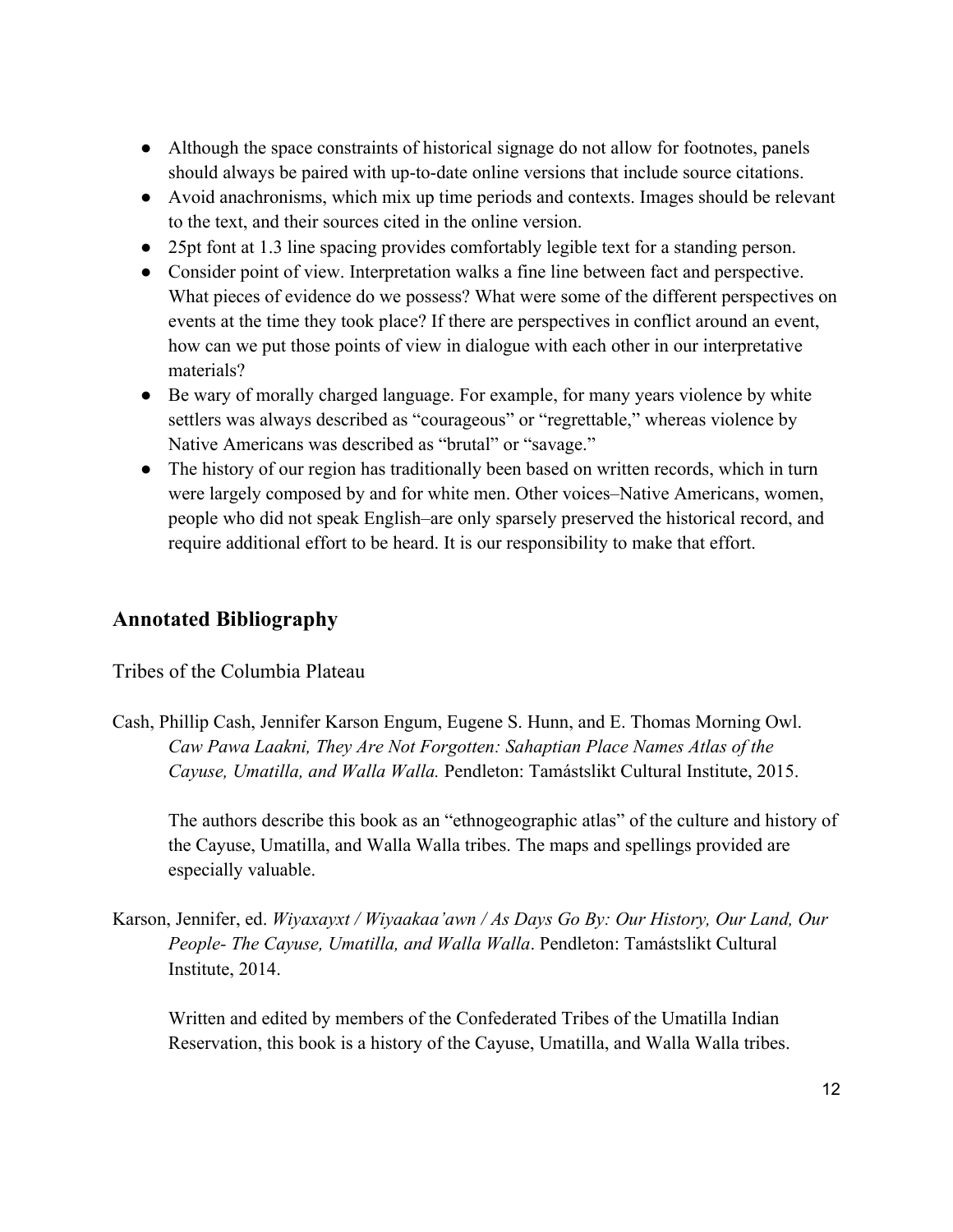- Although the space constraints of historical signage do not allow for footnotes, panels should always be paired with up-to-date online versions that include source citations.
- Avoid anachronisms, which mix up time periods and contexts. Images should be relevant to the text, and their sources cited in the online version.
- 25pt font at 1.3 line spacing provides comfortably legible text for a standing person.
- Consider point of view. Interpretation walks a fine line between fact and perspective. What pieces of evidence do we possess? What were some of the different perspectives on events at the time they took place? If there are perspectives in conflict around an event, how can we put those points of view in dialogue with each other in our interpretative materials?
- Be wary of morally charged language. For example, for many years violence by white settlers was always described as "courageous" or "regrettable," whereas violence by Native Americans was described as "brutal" or "savage."
- The history of our region has traditionally been based on written records, which in turn were largely composed by and for white men. Other voices–Native Americans, women, people who did not speak English–are only sparsely preserved the historical record, and require additional effort to be heard. It is our responsibility to make that effort.

## Annotated Bibliography

### Tribes of the Columbia Plateau

Cash, Phillip Cash, Jennifer Karson Engum, Eugene S. Hunn, and E. Thomas Morning Owl. *Caw Pawa Laakni, They Are Not Forgotten: Sahaptian Place Names Atlas of the Cayuse, Umatilla, and Walla Walla.* Pendleton: Tamástslikt Cultural Institute, 2015.

> The authors describe this book as an "ethnogeographic atlas" of the culture and history of the Cayuse, Umatilla, and Walla Walla tribes. The maps and spellings provided are especially valuable.

Karson, Jennifer, ed. *Wiyaxayxt / Wiyaakaa'awn / As Days Go By: Our History, Our Land, Our People- The Cayuse, Umatilla, and Walla Walla*. Pendleton: Tamástslikt Cultural Institute, 2014.

> Written and edited by members of the Confederated Tribes of the Umatilla Indian Reservation, this book is a history of the Cayuse, Umatilla, and Walla Walla tribes.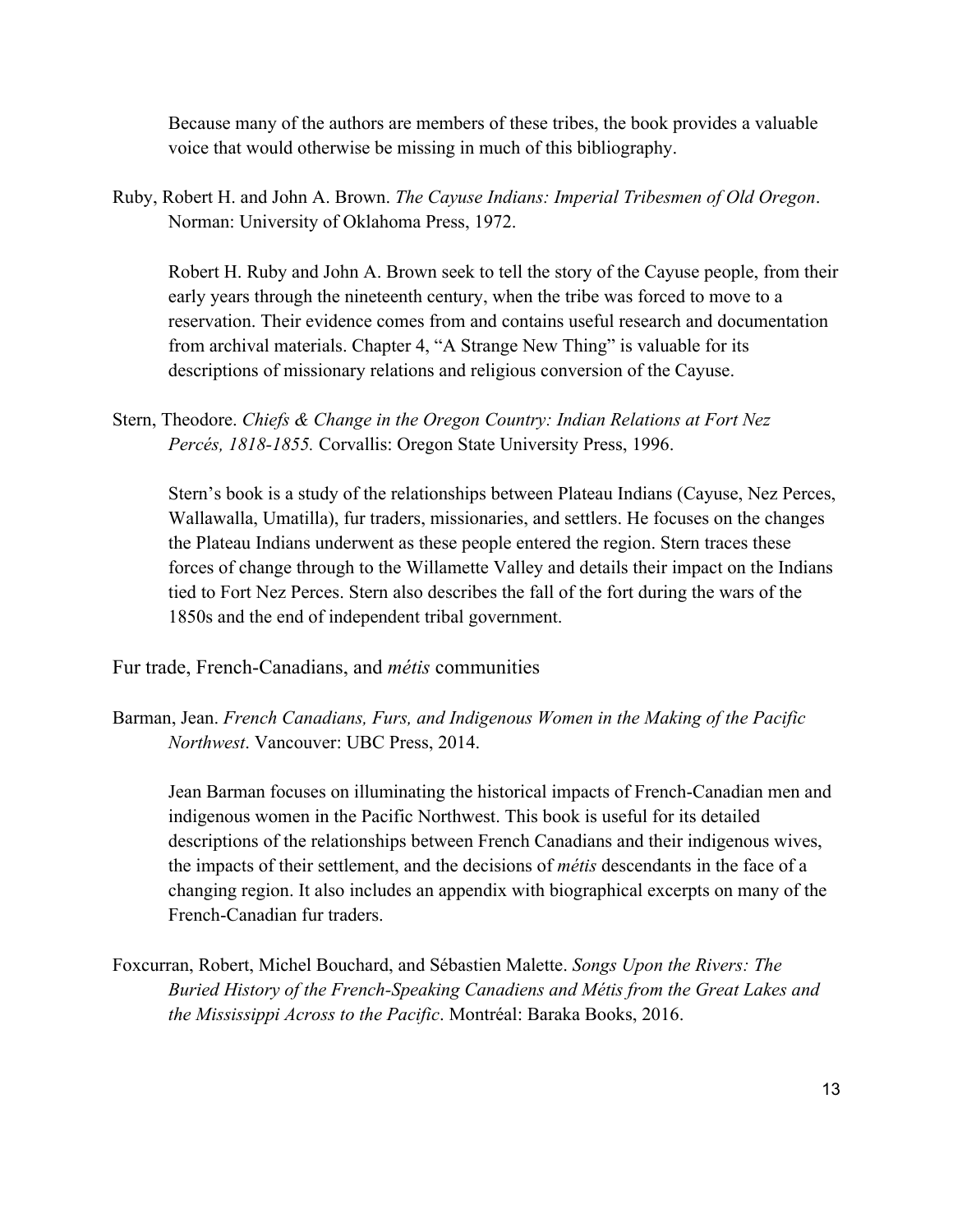Because many of the authors are members of these tribes, the book provides a valuable voice that would otherwise be missing in much of this bibliography.

Ruby, Robert H. and John A. Brown. *The Cayuse Indians: Imperial Tribesmen of Old Oregon*. Norman: University of Oklahoma Press, 1972.

Robert H. Ruby and John A. Brown seek to tell the story of the Cayuse people, from their early years through the nineteenth century, when the tribe was forced to move to a reservation. Their evidence comes from and contains useful research and documentation from archival materials. Chapter 4, "A Strange New Thing" is valuable for its descriptions of missionary relations and religious conversion of the Cayuse.

Stern, Theodore. *Chiefs & Change in the Oregon Country: Indian Relations at Fort Nez Percés, 1818-1855.* Corvallis: Oregon State University Press, 1996.

Stern's book is a study of the relationships between Plateau Indians (Cayuse, Nez Perces, Wallawalla, Umatilla), fur traders, missionaries, and settlers. He focuses on the changes the Plateau Indians underwent as these people entered the region. Stern traces these forces of change through to the Willamette Valley and details their impact on the Indians tied to Fort Nez Perces. Stern also describes the fall of the fort during the wars of the 1850s and the end of independent tribal government.

## Fur trade, French-Canadians, and *métis* communities

Barman, Jean. *French Canadians, Furs, and Indigenous Women in the Making of the Pacific Northwest*. Vancouver: UBC Press, 2014.

Jean Barman focuses on illuminating the historical impacts of French-Canadian men and indigenous women in the Pacific Northwest. This book is useful for its detailed descriptions of the relationships between French Canadians and their indigenous wives, the impacts of their settlement, and the decisions of *métis* descendants in the face of a changing region. It also includes an appendix with biographical excerpts on many of the French-Canadian fur traders.

Foxcurran, Robert, Michel Bouchard, and Sébastien Malette. *Songs Upon the Rivers: The Buried History of the French-Speaking Canadiens and Métis from the Great Lakes and the Mississippi Across to the Pacific*. Montréal: Baraka Books, 2016.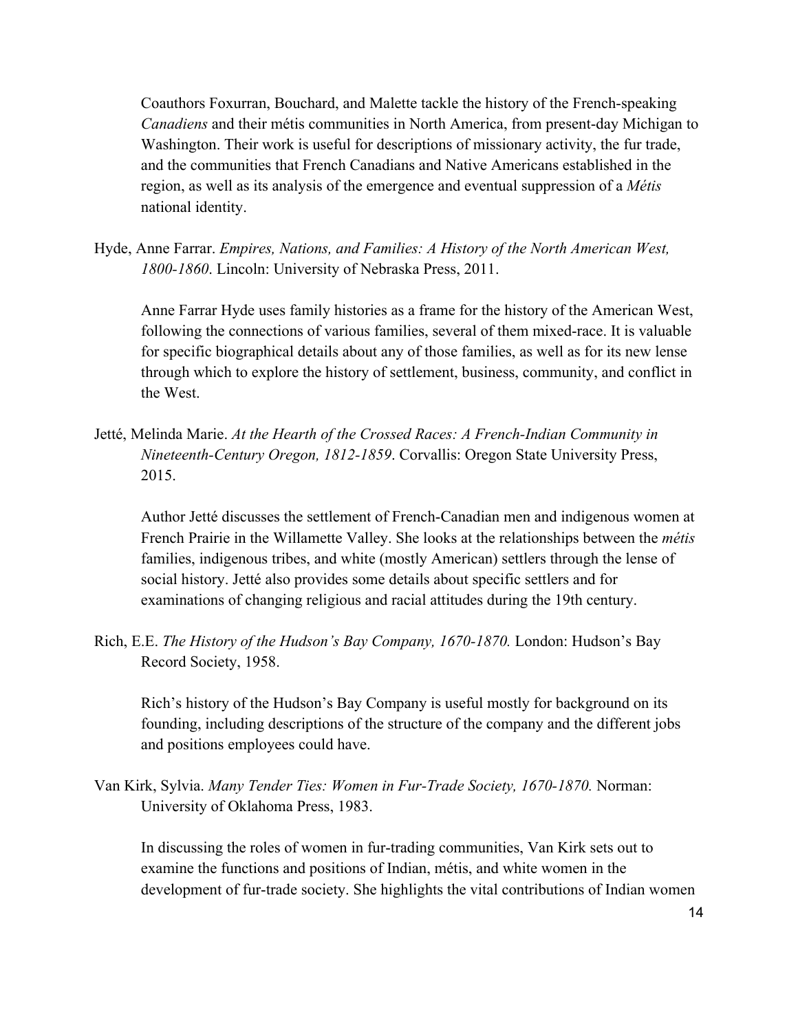Coauthors Foxurran, Bouchard, and Malette tackle the history of the French-speaking *Canadiens* and their métis communities in North America, from present-day Michigan to Washington. Their work is useful for descriptions of missionary activity, the fur trade, and the communities that French Canadians and Native Americans established in the region, as well as its analysis of the emergence and eventual suppression of a *Métis* national identity.

Hyde, Anne Farrar. *Empires, Nations, and Families: A History of the North American West, 1800-1860*. Lincoln: University of Nebraska Press, 2011.

Anne Farrar Hyde uses family histories as a frame for the history of the American West, following the connections of various families, several of them mixed-race. It is valuable for specific biographical details about any of those families, as well as for its new lense through which to explore the history of settlement, business, community, and conflict in the West.

Jetté, Melinda Marie. *At the Hearth of the Crossed Races: A French-Indian Community in Nineteenth-Century Oregon, 1812-1859*. Corvallis: Oregon State University Press, 2015.

Author Jetté discusses the settlement of French-Canadian men and indigenous women at French Prairie in the Willamette Valley. She looks at the relationships between the *métis* families, indigenous tribes, and white (mostly American) settlers through the lense of social history. Jetté also provides some details about specific settlers and for examinations of changing religious and racial attitudes during the 19th century.

Rich, E.E. *The History of the Hudson's Bay Company, 1670-1870.* London: Hudson's Bay Record Society, 1958.

Rich's history of the Hudson's Bay Company is useful mostly for background on its founding, including descriptions of the structure of the company and the different jobs and positions employees could have.

Van Kirk, Sylvia. *Many Tender Ties: Women in Fur-Trade Society, 1670-1870.* Norman: University of Oklahoma Press, 1983.

In discussing the roles of women in fur-trading communities, Van Kirk sets out to examine the functions and positions of Indian, métis, and white women in the development of fur-trade society. She highlights the vital contributions of Indian women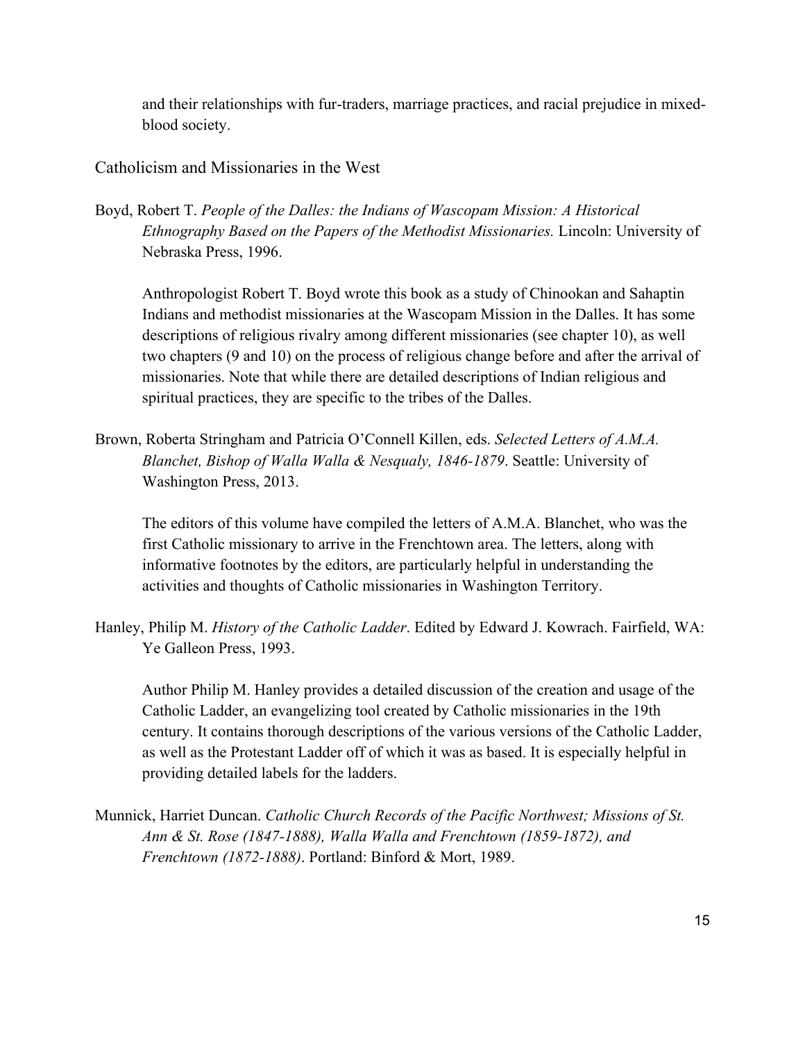and their relationships with fur-traders, marriage practices, and racial prejudice in mixed-blood society.

## Catholicism and Missionaries in the West

Boyd, Robert T. *People of the Dalles: the Indians of Wascopam Mission: A Historical Ethnography Based on the Papers of the Methodist Missionaries.* Lincoln: University of Nebraska Press, 1996.

Anthropologist Robert T. Boyd wrote this book as a study of Chinookan and Sahaptin Indians and methodist missionaries at the Wascopam Mission in the Dalles. It has some descriptions of religious rivalry among different missionaries (see chapter 10), as well two chapters (9 and 10) on the process of religious change before and after the arrival of missionaries. Note that while there are detailed descriptions of Indian religious and spiritual practices, they are specific to the tribes of the Dalles.

Brown, Roberta Stringham and Patricia O'Connell Killen, eds. *Selected Letters of A.M.A. Blanchet, Bishop of Walla Walla & Nesqualy, 1846-1879*. Seattle: University of Washington Press, 2013.

The editors of this volume have compiled the letters of A.M.A. Blanchet, who was the first Catholic missionary to arrive in the Frenchtown area. The letters, along with informative footnotes by the editors, are particularly helpful in understanding the activities and thoughts of Catholic missionaries in Washington Territory.

Hanley, Philip M. *History of the Catholic Ladder*. Edited by Edward J. Kowrach. Fairfield, WA: Ye Galleon Press, 1993.

Author Philip M. Hanley provides a detailed discussion of the creation and usage of the Catholic Ladder, an evangelizing tool created by Catholic missionaries in the 19th century. It contains thorough descriptions of the various versions of the Catholic Ladder, as well as the Protestant Ladder off of which it was as based. It is especially helpful in providing detailed labels for the ladders.

Munnick, Harriet Duncan. *Catholic Church Records of the Pacific Northwest; Missions of St. Ann & St. Rose (1847-1888), Walla Walla and Frenchtown (1859-1872), and Frenchtown (1872-1888)*. Portland: Binford & Mort, 1989.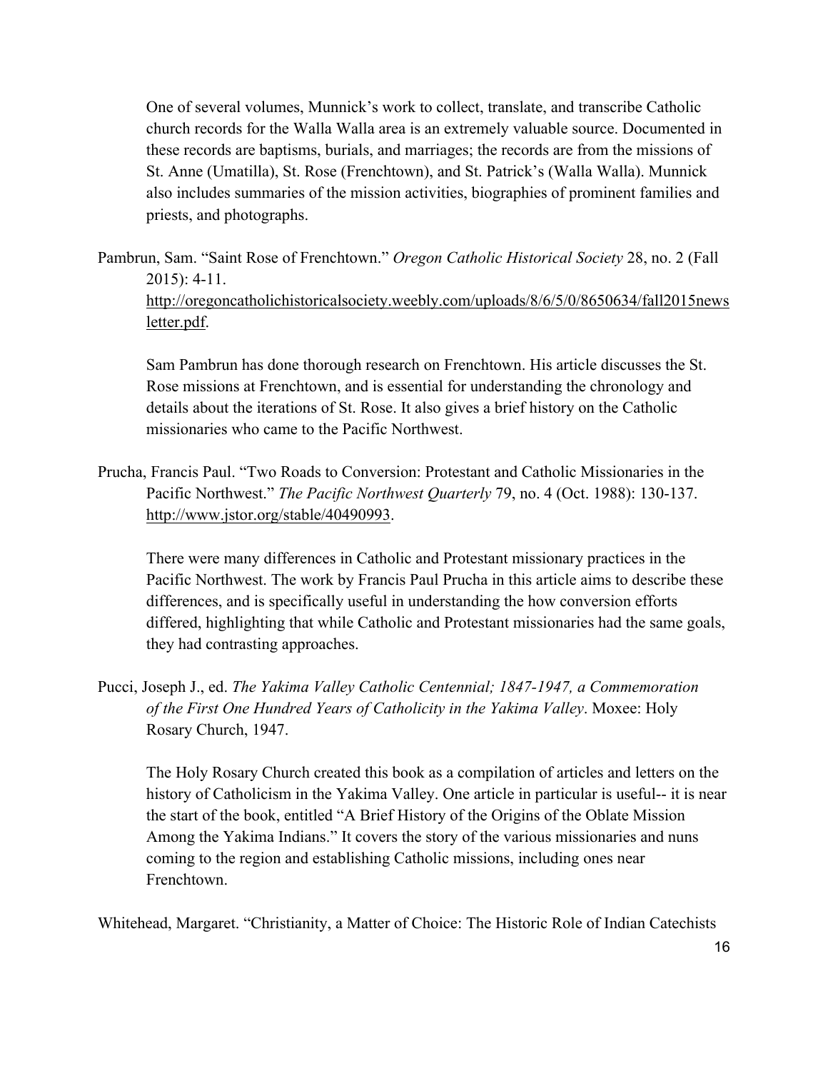One of several volumes, Munnick's work to collect, translate, and transcribe Catholic church records for the Walla Walla area is an extremely valuable source. Documented in these records are baptisms, burials, and marriages; the records are from the missions of St. Anne (Umatilla), St. Rose (Frenchtown), and St. Patrick's (Walla Walla). Munnick also includes summaries of the mission activities, biographies of prominent families and priests, and photographs.

Pambrun, Sam. "Saint Rose of Frenchtown." *Oregon Catholic Historical Society* 28, no. 2 (Fall 2015): 4-11. http://oregoncatholichistoricalsociety.weebly.com/uploads/8/6/5/0/8650634/fall2015newsletter.pdf.

Sam Pambrun has done thorough research on Frenchtown. His article discusses the St. Rose missions at Frenchtown, and is essential for understanding the chronology and details about the iterations of St. Rose. It also gives a brief history on the Catholic missionaries who came to the Pacific Northwest.

Prucha, Francis Paul. "Two Roads to Conversion: Protestant and Catholic Missionaries in the Pacific Northwest." *The Pacific Northwest Quarterly* 79, no. 4 (Oct. 1988): 130-137. http://www.jstor.org/stable/40490993.

There were many differences in Catholic and Protestant missionary practices in the Pacific Northwest. The work by Francis Paul Prucha in this article aims to describe these differences, and is specifically useful in understanding the how conversion efforts differed, highlighting that while Catholic and Protestant missionaries had the same goals, they had contrasting approaches.

Pucci, Joseph J., ed. *The Yakima Valley Catholic Centennial; 1847-1947, a Commemoration of the First One Hundred Years of Catholicity in the Yakima Valley*. Moxee: Holy Rosary Church, 1947.

The Holy Rosary Church created this book as a compilation of articles and letters on the history of Catholicism in the Yakima Valley. One article in particular is useful-- it is near the start of the book, entitled "A Brief History of the Origins of the Oblate Mission Among the Yakima Indians." It covers the story of the various missionaries and nuns coming to the region and establishing Catholic missions, including ones near Frenchtown.

Whitehead, Margaret. "Christianity, a Matter of Choice: The Historic Role of Indian Catechists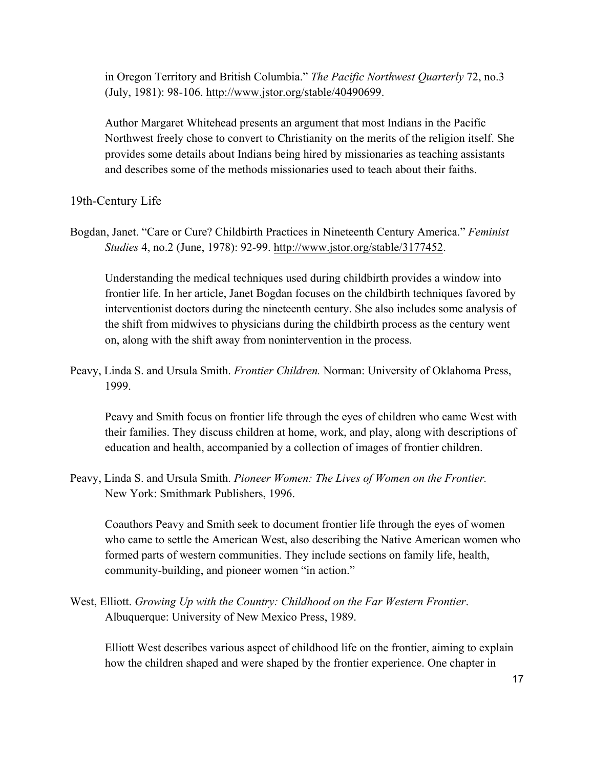in Oregon Territory and British Columbia." *The Pacific Northwest Quarterly* 72, no.3 (July, 1981): 98-106. http://www.jstor.org/stable/40490699.

Author Margaret Whitehead presents an argument that most Indians in the Pacific Northwest freely chose to convert to Christianity on the merits of the religion itself. She provides some details about Indians being hired by missionaries as teaching assistants and describes some of the methods missionaries used to teach about their faiths.

## 19th-Century Life

Bogdan, Janet. "Care or Cure? Childbirth Practices in Nineteenth Century America." *Feminist Studies* 4, no.2 (June, 1978): 92-99. http://www.jstor.org/stable/3177452.

Understanding the medical techniques used during childbirth provides a window into frontier life. In her article, Janet Bogdan focuses on the childbirth techniques favored by interventionist doctors during the nineteenth century. She also includes some analysis of the shift from midwives to physicians during the childbirth process as the century went on, along with the shift away from nonintervention in the process.

Peavy, Linda S. and Ursula Smith. *Frontier Children.* Norman: University of Oklahoma Press, 1999.

Peavy and Smith focus on frontier life through the eyes of children who came West with their families. They discuss children at home, work, and play, along with descriptions of education and health, accompanied by a collection of images of frontier children.

Peavy, Linda S. and Ursula Smith. *Pioneer Women: The Lives of Women on the Frontier.* New York: Smithmark Publishers, 1996.

Coauthors Peavy and Smith seek to document frontier life through the eyes of women who came to settle the American West, also describing the Native American women who formed parts of western communities. They include sections on family life, health, community-building, and pioneer women "in action."

West, Elliott. *Growing Up with the Country: Childhood on the Far Western Frontier*. Albuquerque: University of New Mexico Press, 1989.

Elliott West describes various aspect of childhood life on the frontier, aiming to explain how the children shaped and were shaped by the frontier experience. One chapter in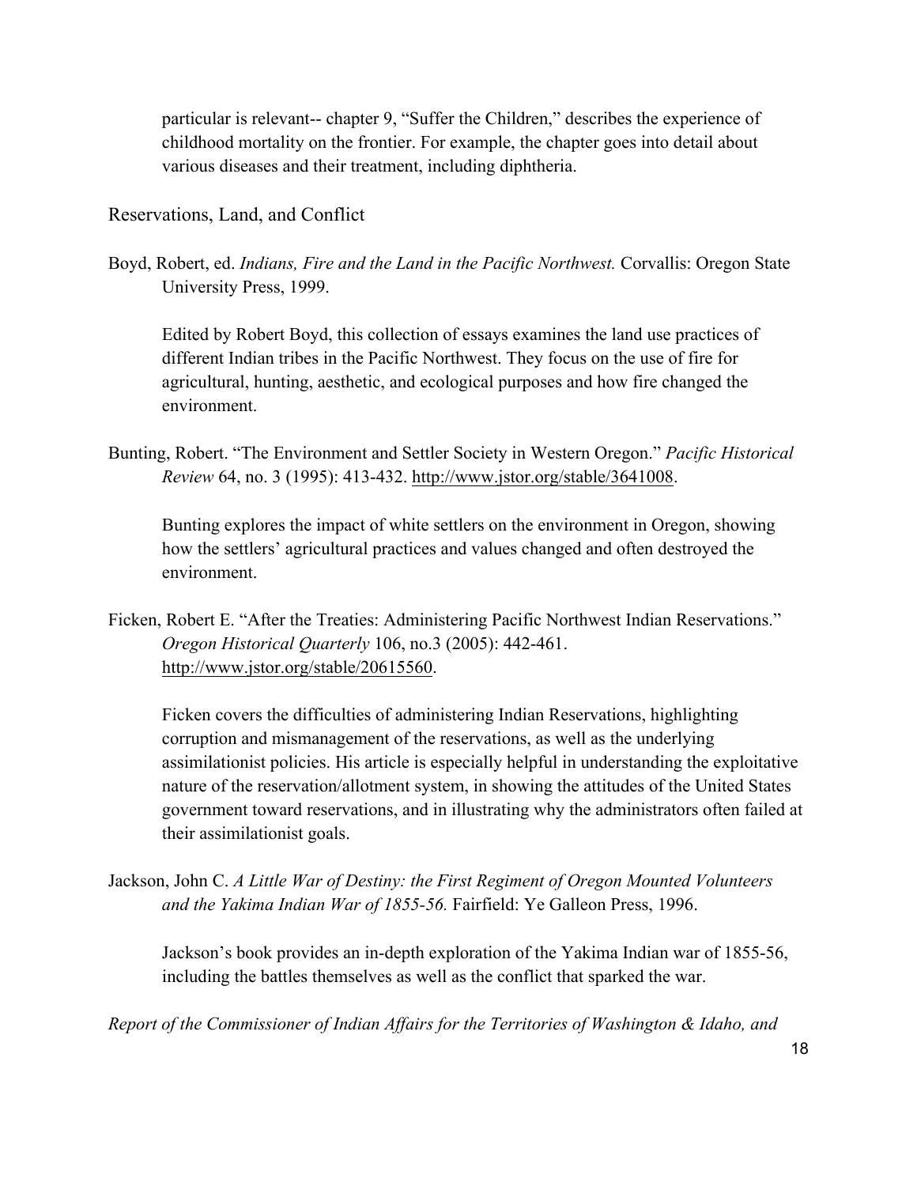particular is relevant-- chapter 9, "Suffer the Children," describes the experience of childhood mortality on the frontier. For example, the chapter goes into detail about various diseases and their treatment, including diphtheria.

## Reservations, Land, and Conflict

Boyd, Robert, ed. *Indians, Fire and the Land in the Pacific Northwest.* Corvallis: Oregon State University Press, 1999.

Edited by Robert Boyd, this collection of essays examines the land use practices of different Indian tribes in the Pacific Northwest. They focus on the use of fire for agricultural, hunting, aesthetic, and ecological purposes and how fire changed the environment.

Bunting, Robert. "The Environment and Settler Society in Western Oregon." *Pacific Historical Review* 64, no. 3 (1995): 413-432. http://www.jstor.org/stable/3641008.

Bunting explores the impact of white settlers on the environment in Oregon, showing how the settlers' agricultural practices and values changed and often destroyed the environment.

Ficken, Robert E. "After the Treaties: Administering Pacific Northwest Indian Reservations." *Oregon Historical Quarterly* 106, no.3 (2005): 442-461. http://www.jstor.org/stable/20615560.

Ficken covers the difficulties of administering Indian Reservations, highlighting corruption and mismanagement of the reservations, as well as the underlying assimilationist policies. His article is especially helpful in understanding the exploitative nature of the reservation/allotment system, in showing the attitudes of the United States government toward reservations, and in illustrating why the administrators often failed at their assimilationist goals.

Jackson, John C. *A Little War of Destiny: the First Regiment of Oregon Mounted Volunteers and the Yakima Indian War of 1855-56.* Fairfield: Ye Galleon Press, 1996.

Jackson's book provides an in-depth exploration of the Yakima Indian war of 1855-56, including the battles themselves as well as the conflict that sparked the war.

*Report of the Commissioner of Indian Affairs for the Territories of Washington & Idaho, and*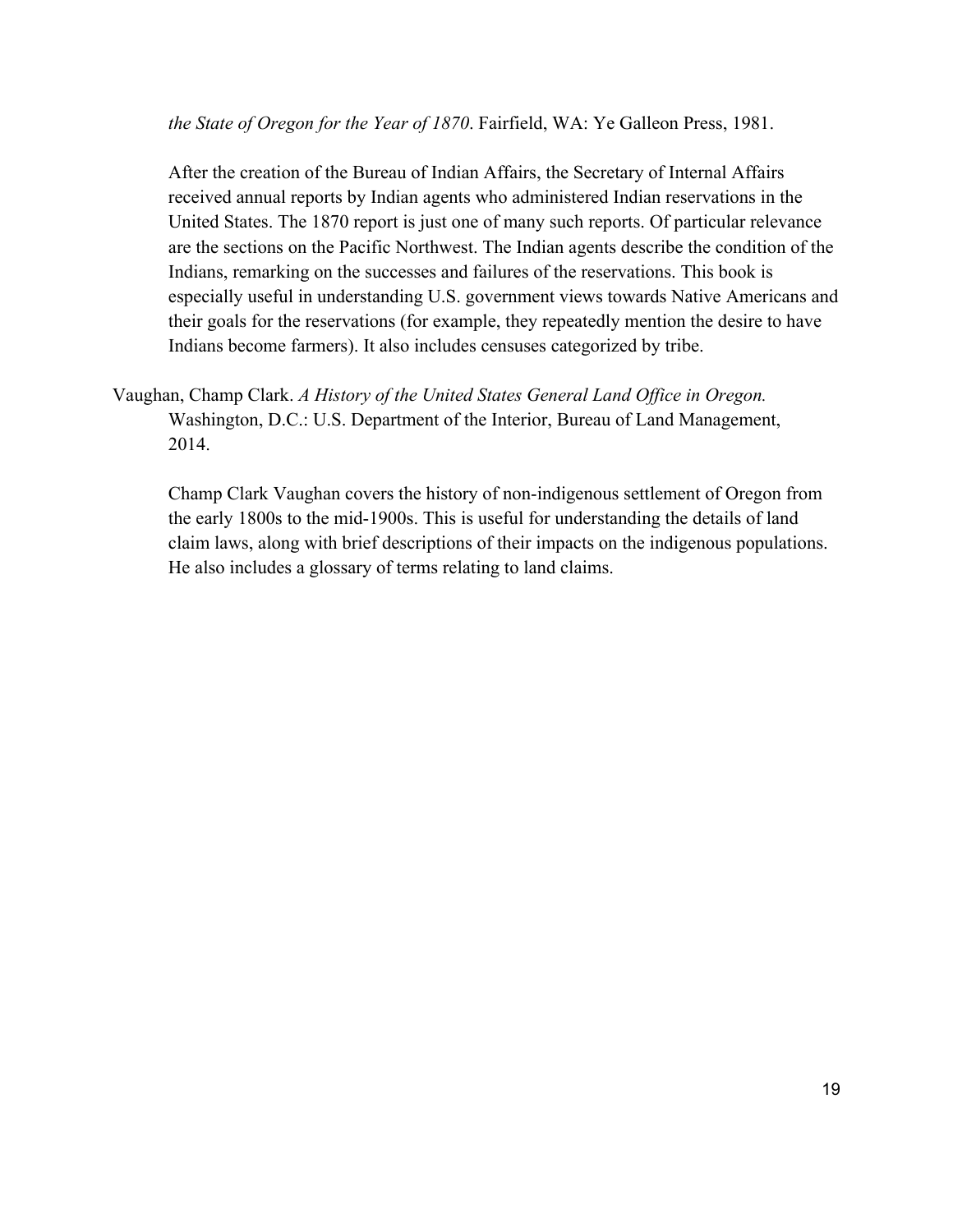*the State of Oregon for the Year of 1870*. Fairfield, WA: Ye Galleon Press, 1981.

After the creation of the Bureau of Indian Affairs, the Secretary of Internal Affairs received annual reports by Indian agents who administered Indian reservations in the United States. The 1870 report is just one of many such reports. Of particular relevance are the sections on the Pacific Northwest. The Indian agents describe the condition of the Indians, remarking on the successes and failures of the reservations. This book is especially useful in understanding U.S. government views towards Native Americans and their goals for the reservations (for example, they repeatedly mention the desire to have Indians become farmers). It also includes censuses categorized by tribe.

Vaughan, Champ Clark. *A History of the United States General Land Office in Oregon.* Washington, D.C.: U.S. Department of the Interior, Bureau of Land Management, 2014.

Champ Clark Vaughan covers the history of non-indigenous settlement of Oregon from the early 1800s to the mid-1900s. This is useful for understanding the details of land claim laws, along with brief descriptions of their impacts on the indigenous populations. He also includes a glossary of terms relating to land claims.